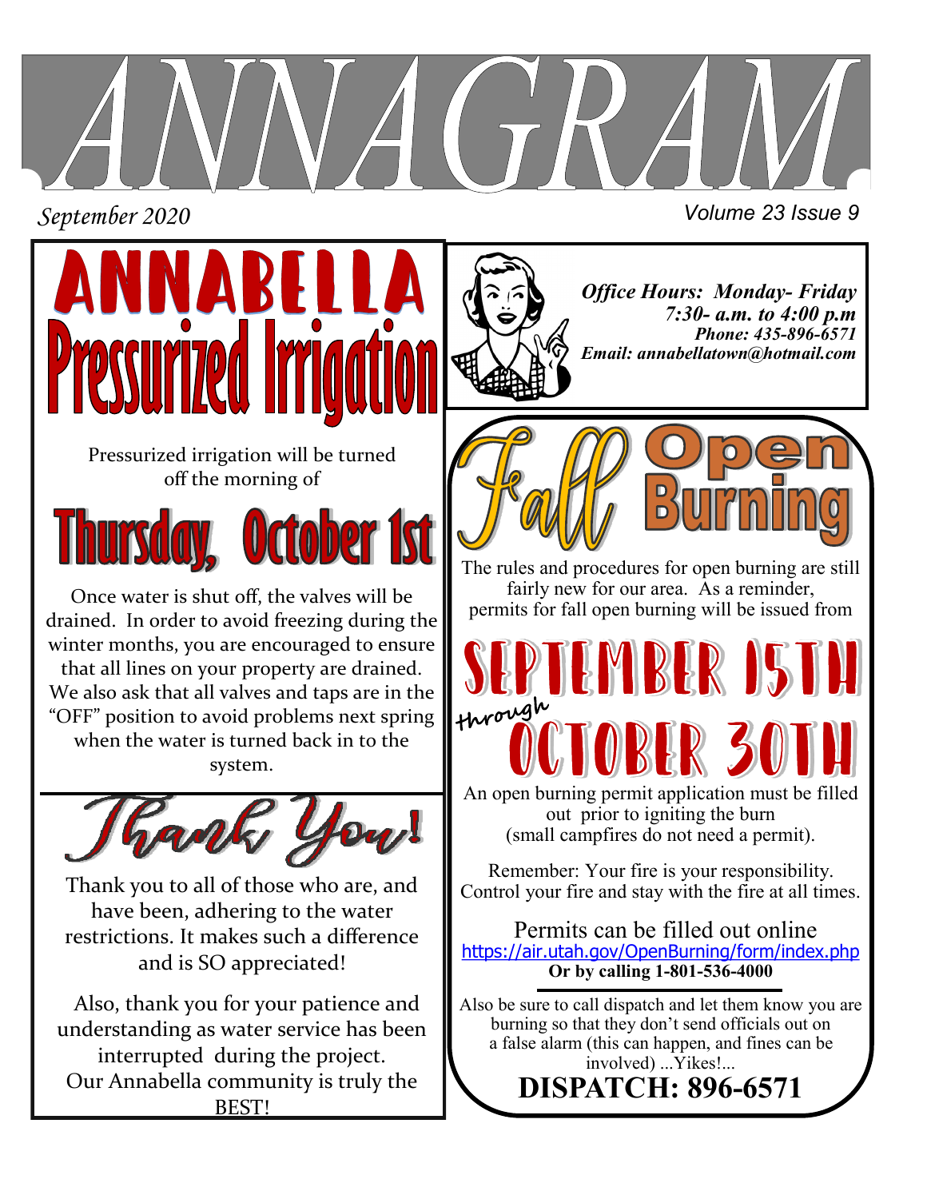# ANNAGRAM

*September 2020*

*Volume 23 Issue 9*

## ANNABELLA Pressurized Irrigation

Pressurized irrigation will be turned off the morning of

### Thursday, October 1st

Once water is shut off, the valves will be drained. In order to avoid freezing during the winter months, you are encouraged to ensure that all lines on your property are drained. We also ask that all valves and taps are in the "OFF" position to avoid problems next spring when the water is turned back in to the system.

## Thank You!

Thank you to all of those who are, and have been, adhering to the water restrictions. It makes such a difference and is SO appreciated!

Also, thank you for your patience and understanding as water service has been interrupted during the project. Our Annabella community is truly the BEST!

***Office Hours: Monday- Friday 7:30- a.m. to 4:00 p.m***
***Phone: 435-896-6571***
***Email: annabellatown@hotmail.com***

## Fall Open Burning

The rules and procedures for open burning are still fairly new for our area. As a reminder, permits for fall open burning will be issued from

### September 15th through October 30th

An open burning permit application must be filled out prior to igniting the burn (small campfires do not need a permit).

Remember: Your fire is your responsibility. Control your fire and stay with the fire at all times.

Permits can be filled out online
https://air.utah.gov/OpenBurning/form/index.php
**Or by calling 1-801-536-4000**

Also be sure to call dispatch and let them know you are burning so that they don't send officials out on a false alarm (this can happen, and fines can be involved) ...Yikes!...

**DISPATCH: 896-6571**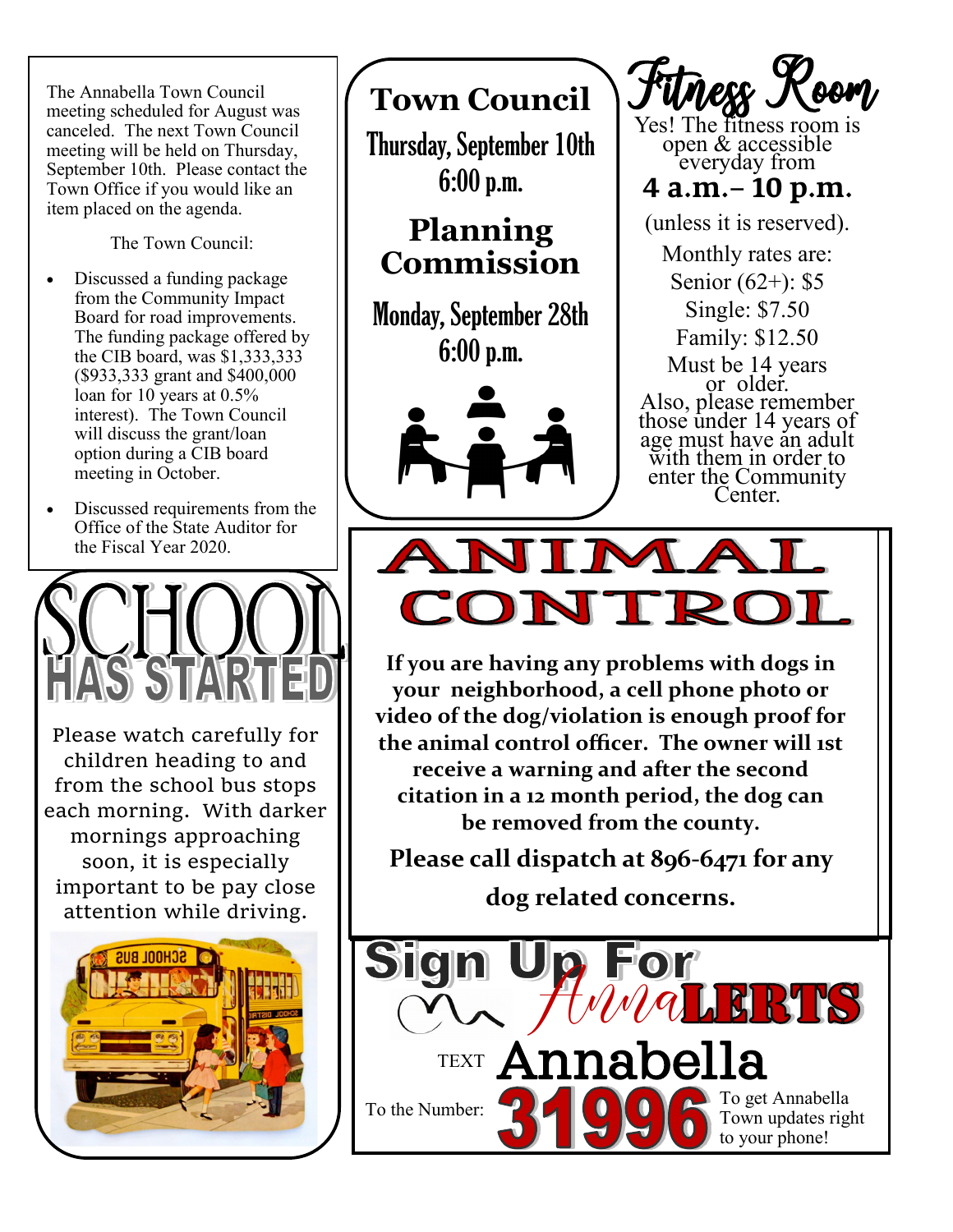The Annabella Town Council meeting scheduled for August was canceled. The next Town Council meeting will be held on Thursday, September 10th. Please contact the Town Office if you would like an item placed on the agenda.

The Town Council:

- Discussed a funding package from the Community Impact Board for road improvements. The funding package offered by the CIB board, was $1,333,333 ($933,333 grant and $400,000 loan for 10 years at 0.5% interest). The Town Council will discuss the grant/loan option during a CIB board meeting in October.
- Discussed requirements from the Office of the State Auditor for the Fiscal Year 2020.

## Town Council

Thursday, September 10th
6:00 p.m.

## Planning Commission

Monday, September 28th
6:00 p.m.

## Fitness Room

Yes! The fitness room is open & accessible everyday from

**4 a.m.– 10 p.m.**

(unless it is reserved).

Monthly rates are:

Senior (62+): $5

Single: $7.50

Family: $12.50

Must be 14 years or older.

Also, please remember those under 14 years of age must have an adult with them in order to enter the Community Center.

## SCHOOL HAS STARTED

Please watch carefully for children heading to and from the school bus stops each morning. With darker mornings approaching soon, it is especially important to be pay close attention while driving.

## ANIMAL CONTROL

**If you are having any problems with dogs in your neighborhood, a cell phone photo or video of the dog/violation is enough proof for the animal control officer. The owner will 1st receive a warning and after the second citation in a 12 month period, the dog can be removed from the county.**

**Please call dispatch at 896-6471 for any dog related concerns.**

## Sign Up For AnnaLERTS

TEXT **Annabella**

To the Number: **31996** To get Annabella Town updates right to your phone!